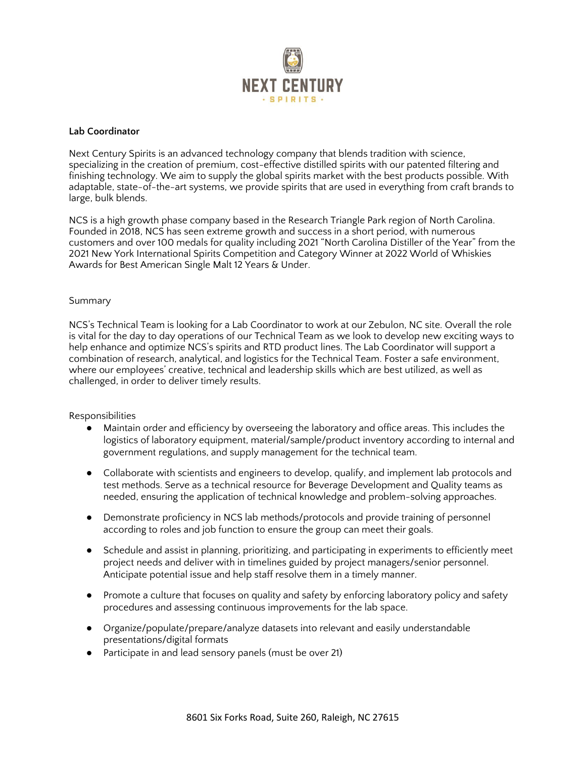NEXT CENTURY

· SPIRITS ·

**Lab Coordinator**

Next Century Spirits is an advanced technology company that blends tradition with science, specializing in the creation of premium, cost-effective distilled spirits with our patented filtering and finishing technology. We aim to supply the global spirits market with the best products possible. With adaptable, state-of-the-art systems, we provide spirits that are used in everything from craft brands to large, bulk blends.

NCS is a high growth phase company based in the Research Triangle Park region of North Carolina. Founded in 2018, NCS has seen extreme growth and success in a short period, with numerous customers and over 100 medals for quality including 2021 "North Carolina Distiller of the Year" from the 2021 New York International Spirits Competition and Category Winner at 2022 World of Whiskies Awards for Best American Single Malt 12 Years & Under.

Summary

NCS's Technical Team is looking for a Lab Coordinator to work at our Zebulon, NC site. Overall the role is vital for the day to day operations of our Technical Team as we look to develop new exciting ways to help enhance and optimize NCS's spirits and RTD product lines. The Lab Coordinator will support a combination of research, analytical, and logistics for the Technical Team. Foster a safe environment, where our employees' creative, technical and leadership skills which are best utilized, as well as challenged, in order to deliver timely results.

Responsibilities

- Maintain order and efficiency by overseeing the laboratory and office areas. This includes the logistics of laboratory equipment, material/sample/product inventory according to internal and government regulations, and supply management for the technical team.
- Collaborate with scientists and engineers to develop, qualify, and implement lab protocols and test methods. Serve as a technical resource for Beverage Development and Quality teams as needed, ensuring the application of technical knowledge and problem-solving approaches.
- Demonstrate proficiency in NCS lab methods/protocols and provide training of personnel according to roles and job function to ensure the group can meet their goals.
- Schedule and assist in planning, prioritizing, and participating in experiments to efficiently meet project needs and deliver with in timelines guided by project managers/senior personnel. Anticipate potential issue and help staff resolve them in a timely manner.
- Promote a culture that focuses on quality and safety by enforcing laboratory policy and safety procedures and assessing continuous improvements for the lab space.
- Organize/populate/prepare/analyze datasets into relevant and easily understandable presentations/digital formats
- Participate in and lead sensory panels (must be over 21)

8601 Six Forks Road, Suite 260, Raleigh, NC 27615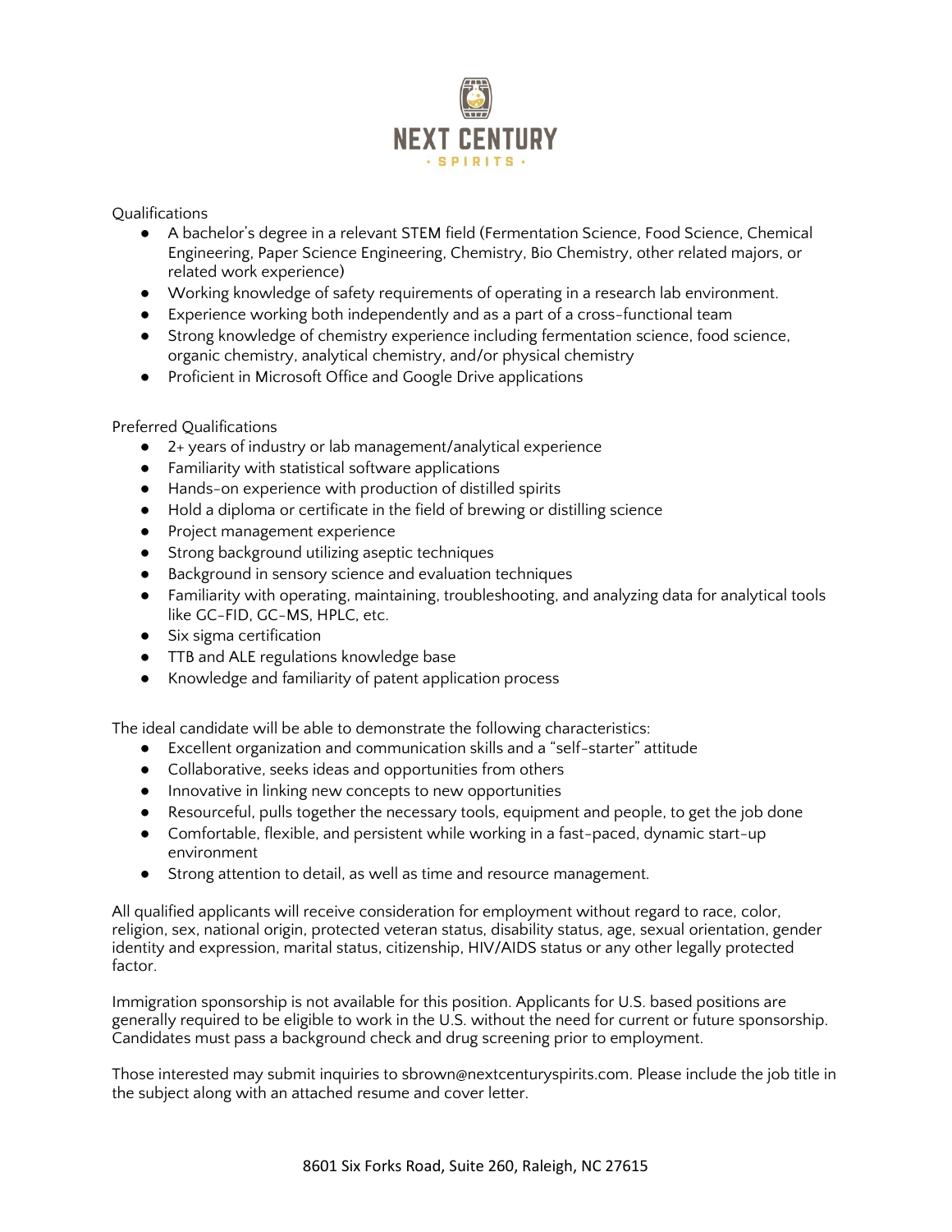Qualifications

- A bachelor's degree in a relevant STEM field (Fermentation Science, Food Science, Chemical Engineering, Paper Science Engineering, Chemistry, Bio Chemistry, other related majors, or related work experience)
- Working knowledge of safety requirements of operating in a research lab environment.
- Experience working both independently and as a part of a cross-functional team
- Strong knowledge of chemistry experience including fermentation science, food science, organic chemistry, analytical chemistry, and/or physical chemistry
- Proficient in Microsoft Office and Google Drive applications

Preferred Qualifications

- 2+ years of industry or lab management/analytical experience
- Familiarity with statistical software applications
- Hands-on experience with production of distilled spirits
- Hold a diploma or certificate in the field of brewing or distilling science
- Project management experience
- Strong background utilizing aseptic techniques
- Background in sensory science and evaluation techniques
- Familiarity with operating, maintaining, troubleshooting, and analyzing data for analytical tools like GC-FID, GC-MS, HPLC, etc.
- Six sigma certification
- TTB and ALE regulations knowledge base
- Knowledge and familiarity of patent application process

The ideal candidate will be able to demonstrate the following characteristics:

- Excellent organization and communication skills and a "self-starter" attitude
- Collaborative, seeks ideas and opportunities from others
- Innovative in linking new concepts to new opportunities
- Resourceful, pulls together the necessary tools, equipment and people, to get the job done
- Comfortable, flexible, and persistent while working in a fast-paced, dynamic start-up environment
- Strong attention to detail, as well as time and resource management.

All qualified applicants will receive consideration for employment without regard to race, color, religion, sex, national origin, protected veteran status, disability status, age, sexual orientation, gender identity and expression, marital status, citizenship, HIV/AIDS status or any other legally protected factor.

Immigration sponsorship is not available for this position. Applicants for U.S. based positions are generally required to be eligible to work in the U.S. without the need for current or future sponsorship. Candidates must pass a background check and drug screening prior to employment.

Those interested may submit inquiries to sbrown@nextcenturyspirits.com. Please include the job title in the subject along with an attached resume and cover letter.